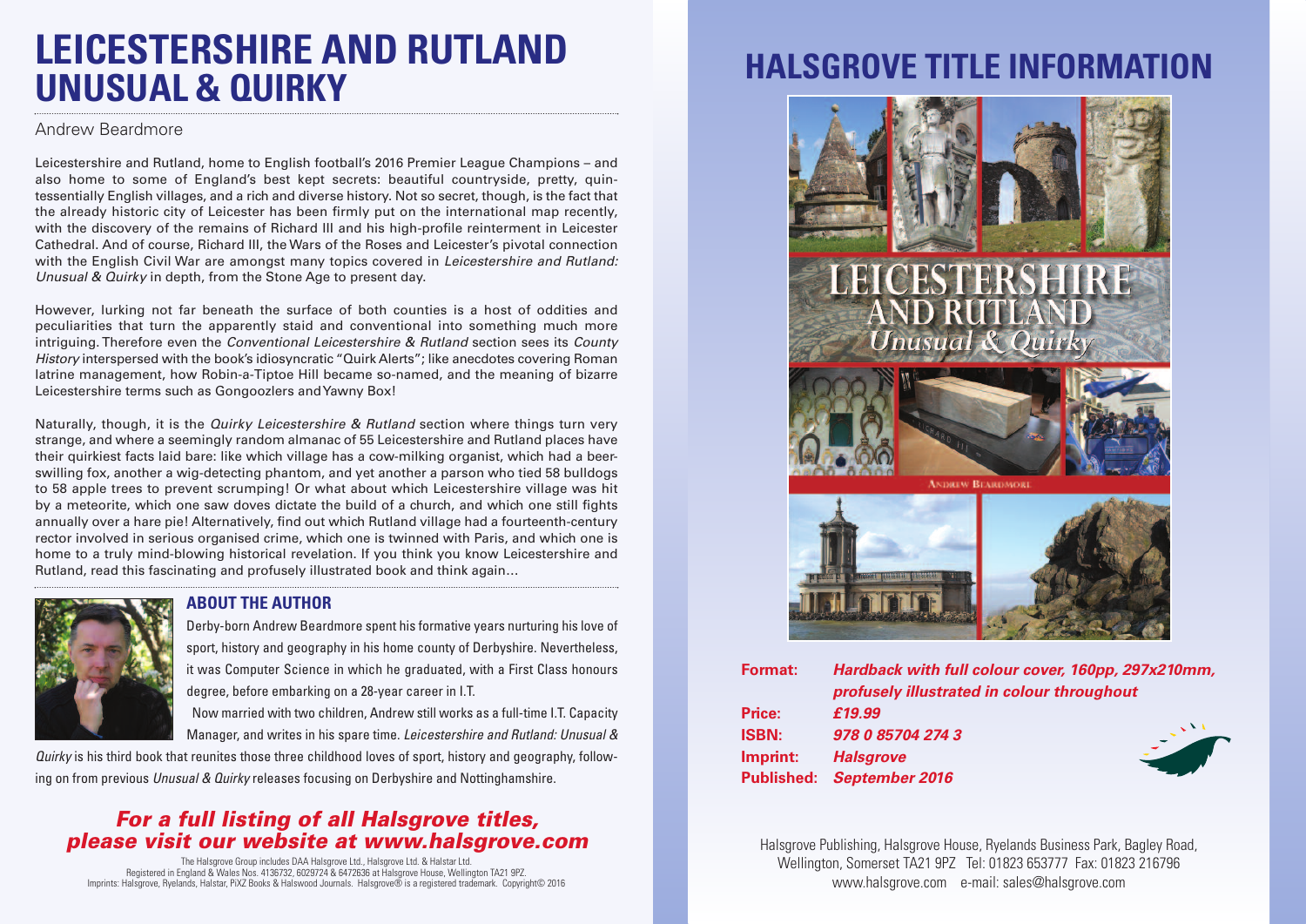# LEICESTERSHIRE AND RUTLAND UNUSUAL & QUIRKY

Andrew Beardmore

Leicestershire and Rutland, home to English football's 2016 Premier League Champions – and also home to some of England's best kept secrets: beautiful countryside, pretty, quintessentially English villages, and a rich and diverse history. Not so secret, though, is the fact that the already historic city of Leicester has been firmly put on the international map recently, with the discovery of the remains of Richard III and his high-profile reinterment in Leicester Cathedral. And of course, Richard III, the Wars of the Roses and Leicester's pivotal connection with the English Civil War are amongst many topics covered in *Leicestershire and Rutland: Unusual & Quirky* in depth, from the Stone Age to present day.

However, lurking not far beneath the surface of both counties is a host of oddities and peculiarities that turn the apparently staid and conventional into something much more intriguing. Therefore even the *Conventional Leicestershire & Rutland* section sees its *County History* interspersed with the book's idiosyncratic "Quirk Alerts"; like anecdotes covering Roman latrine management, how Robin-a-Tiptoe Hill became so-named, and the meaning of bizarre Leicestershire terms such as Gongoozlers and Yawny Box!

Naturally, though, it is the *Quirky Leicestershire & Rutland* section where things turn very strange, and where a seemingly random almanac of 55 Leicestershire and Rutland places have their quirkiest facts laid bare: like which village has a cow-milking organist, which had a beer-swilling fox, another a wig-detecting phantom, and yet another a parson who tied 58 bulldogs to 58 apple trees to prevent scrumping! Or what about which Leicestershire village was hit by a meteorite, which one saw doves dictate the build of a church, and which one still fights annually over a hare pie! Alternatively, find out which Rutland village had a fourteenth-century rector involved in serious organised crime, which one is twinned with Paris, and which one is home to a truly mind-blowing historical revelation. If you think you know Leicestershire and Rutland, read this fascinating and profusely illustrated book and think again...

## ABOUT THE AUTHOR

Derby-born Andrew Beardmore spent his formative years nurturing his love of sport, history and geography in his home county of Derbyshire. Nevertheless, it was Computer Science in which he graduated, with a First Class honours degree, before embarking on a 28-year career in I.T.

Now married with two children, Andrew still works as a full-time I.T. Capacity Manager, and writes in his spare time. *Leicestershire and Rutland: Unusual & Quirky* is his third book that reunites those three childhood loves of sport, history and geography, following on from previous *Unusual & Quirky* releases focusing on Derbyshire and Nottinghamshire.

***For a full listing of all Halsgrove titles, please visit our website at www.halsgrove.com***

The Halsgrove Group includes DAA Halsgrove Ltd., Halsgrove Ltd. & Halstar Ltd.
Registered in England & Wales Nos. 4136732, 6029724 & 6472636 at Halsgrove House, Wellington TA21 9PZ.
Imprints: Halsgrove, Ryelands, Halstar, PiXZ Books & Halswood Journals. Halsgrove® is a registered trademark. Copyright© 2016

# HALSGROVE TITLE INFORMATION

LEICESTERSHIRE AND RUTLAND *Unusual & Quirky*

ANDREW BEARDMORE

**Format:** ***Hardback with full colour cover, 160pp, 297x210mm, profusely illustrated in colour throughout***
**Price:** ***£19.99***
**ISBN:** ***978 0 85704 274 3***
**Imprint:** ***Halsgrove***
**Published:** ***September 2016***

Halsgrove Publishing, Halsgrove House, Ryelands Business Park, Bagley Road, Wellington, Somerset TA21 9PZ Tel: 01823 653777 Fax: 01823 216796
www.halsgrove.com e-mail: sales@halsgrove.com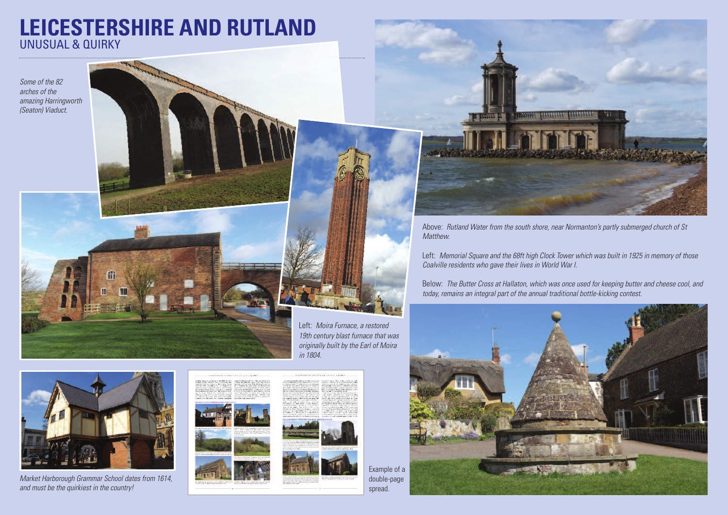# LEICESTERSHIRE AND RUTLAND

## UNUSUAL & QUIRKY

*Some of the 82 arches of the amazing Harringworth (Seaton) Viaduct.*

Left: *Moira Furnace, a restored 19th century blast furnace that was originally built by the Earl of Moira in 1804.*

Above: *Rutland Water from the south shore, near Normanton's partly submerged church of St Matthew.*

Left: *Memorial Square and the 68ft high Clock Tower which was built in 1925 in memory of those Coalville residents who gave their lives in World War I.*

Below: *The Butter Cross at Hallaton, which was once used for keeping butter and cheese cool, and today, remains an integral part of the annual traditional bottle-kicking contest.*

*Market Harborough Grammar School dates from 1614, and must be the quirkiest in the country!*

Example of a double-page spread.